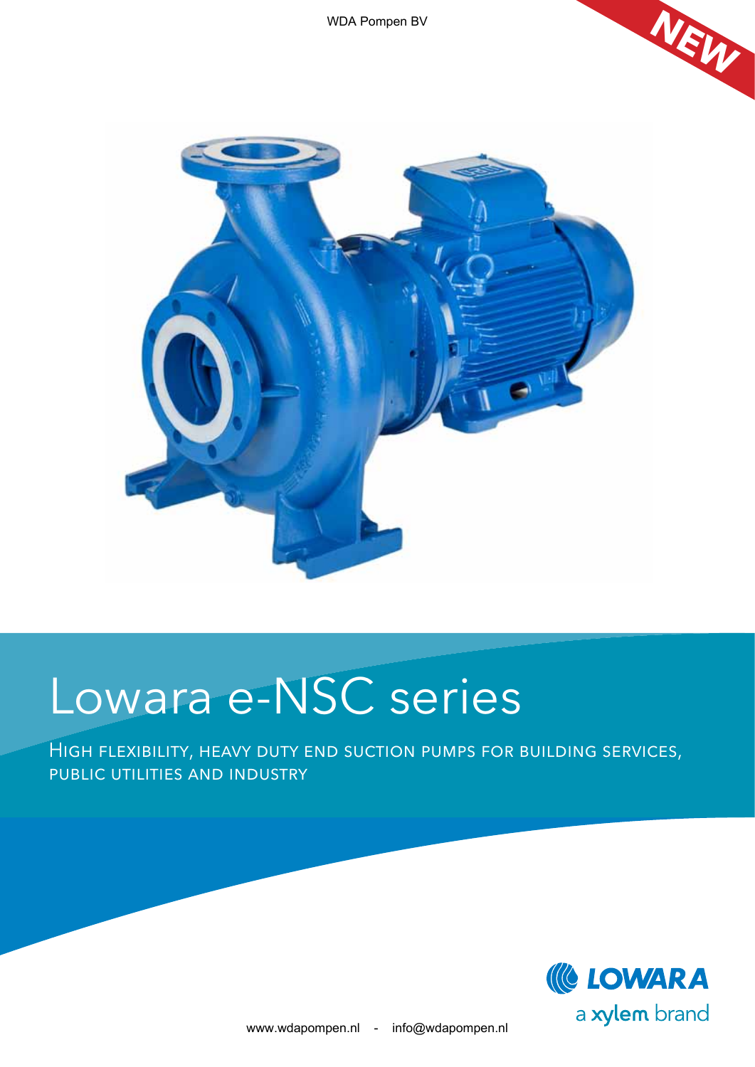NEW

# Lowara e-NSC series

High flexibility, heavy duty end suction pumps for building services, public utilities and industry

LOWARA

a xylem brand

www.wdapompen.nl - info@wdapompen.nl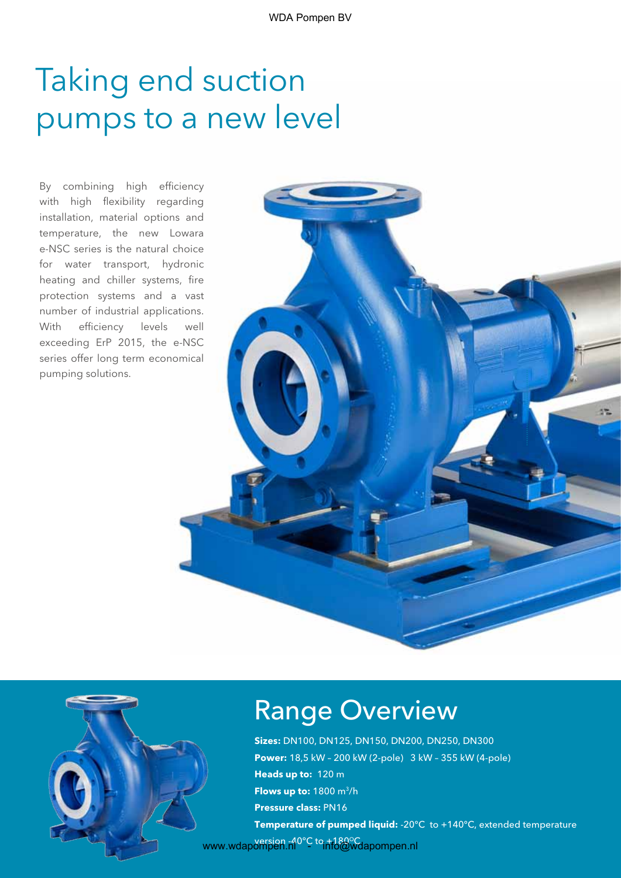# Taking end suction pumps to a new level

By combining high efficiency with high flexibility regarding installation, material options and temperature, the new Lowara e-NSC series is the natural choice for water transport, hydronic heating and chiller systems, fire protection systems and a vast number of industrial applications. With efficiency levels well exceeding ErP 2015, the e-NSC series offer long term economical pumping solutions.

## Range Overview

**Sizes:** DN100, DN125, DN150, DN200, DN250, DN300

**Power:** 18,5 kW – 200 kW (2-pole)  3 kW – 355 kW (4-pole)

**Heads up to:** 120 m

**Flows up to:** 1800 m³/h

**Pressure class:** PN16

**Temperature of pumped liquid:** -20°C to +140°C, extended temperature version -40°C to +180°C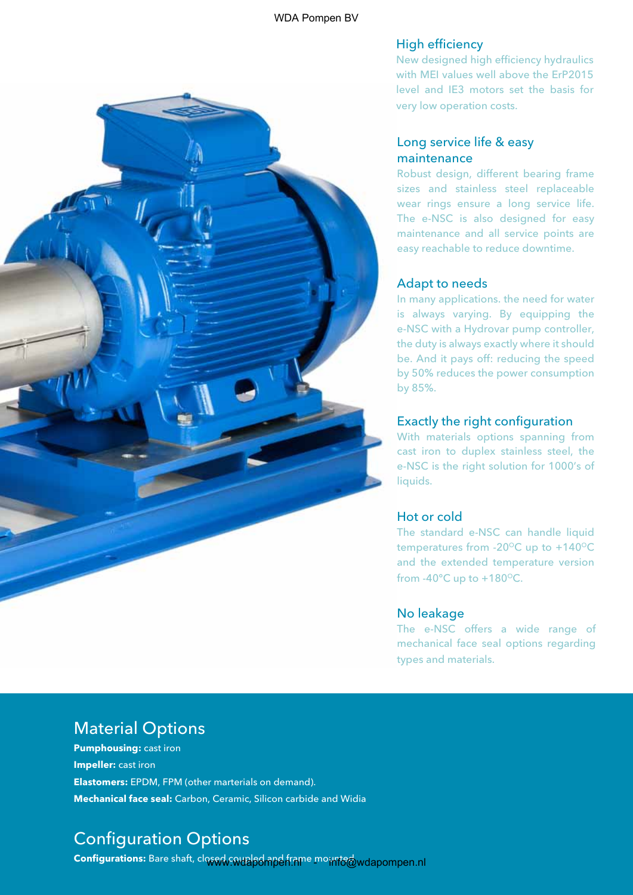## High efficiency

New designed high efficiency hydraulics with MEI values well above the ErP2015 level and IE3 motors set the basis for very low operation costs.

## Long service life & easy maintenance

Robust design, different bearing frame sizes and stainless steel replaceable wear rings ensure a long service life. The e-NSC is also designed for easy maintenance and all service points are easy reachable to reduce downtime.

## Adapt to needs

In many applications. the need for water is always varying. By equipping the e-NSC with a Hydrovar pump controller, the duty is always exactly where it should be. And it pays off: reducing the speed by 50% reduces the power consumption by 85%.

## Exactly the right configuration

With materials options spanning from cast iron to duplex stainless steel, the e-NSC is the right solution for 1000's of liquids.

## Hot or cold

The standard e-NSC can handle liquid temperatures from -20ºC up to +140ºC and the extended temperature version from -40°C up to +180ºC.

## No leakage

The e-NSC offers a wide range of mechanical face seal options regarding types and materials.

## Material Options

**Pumphousing:** cast iron
**Impeller:** cast iron
**Elastomers:** EPDM, FPM (other marterials on demand).
**Mechanical face seal:** Carbon, Ceramic, Silicon carbide and Widia

## Configuration Options

**Configurations:** Bare shaft, closed coupled and frame mounted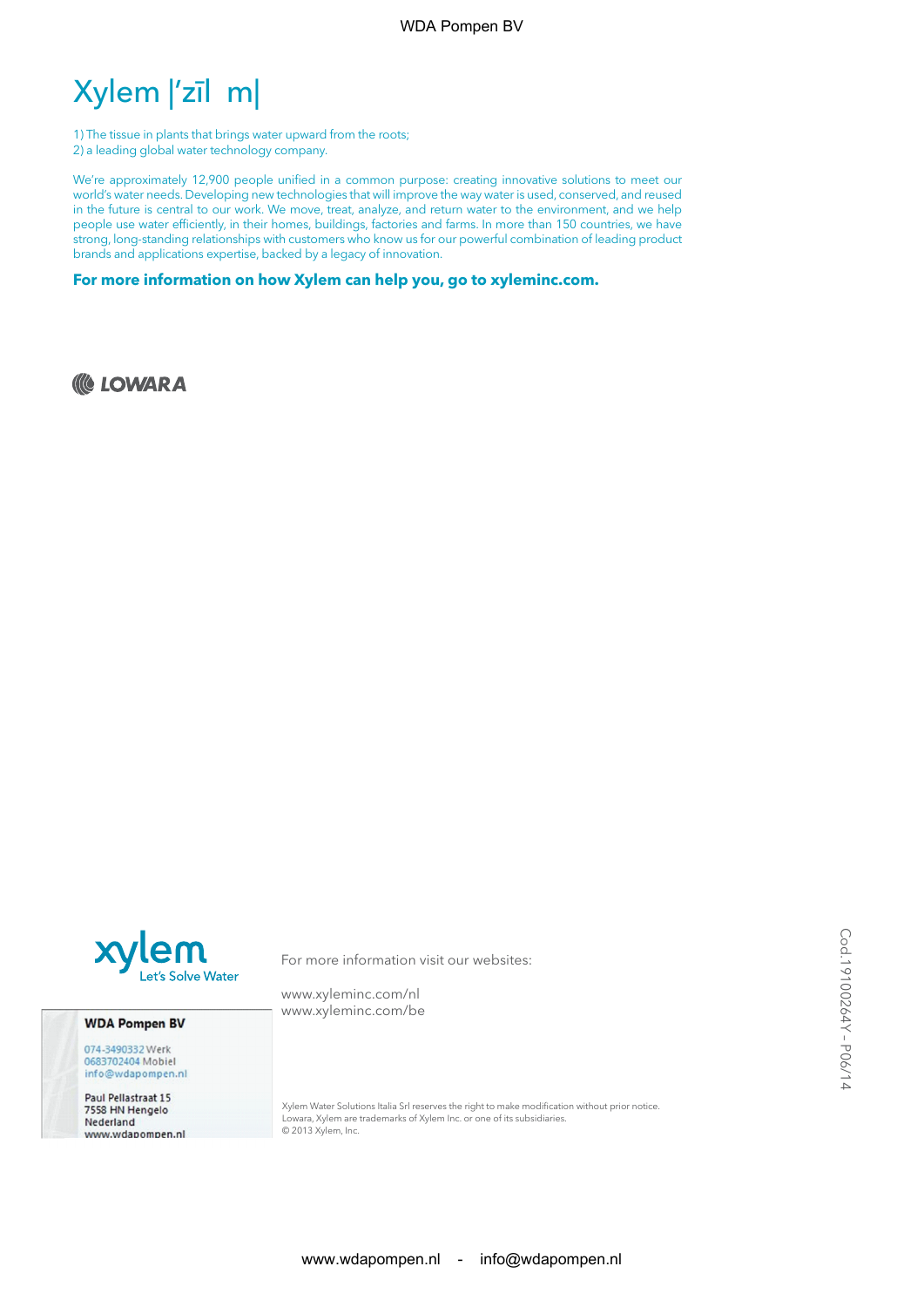# Xylem |'zīl m|

1) The tissue in plants that brings water upward from the roots;
2) a leading global water technology company.

We're approximately 12,900 people unified in a common purpose: creating innovative solutions to meet our world's water needs. Developing new technologies that will improve the way water is used, conserved, and reused in the future is central to our work. We move, treat, analyze, and return water to the environment, and we help people use water efficiently, in their homes, buildings, factories and farms. In more than 150 countries, we have strong, long-standing relationships with customers who know us for our powerful combination of leading product brands and applications expertise, backed by a legacy of innovation.

**For more information on how Xylem can help you, go to xyleminc.com.**

LOWARA

xylem
Let's Solve Water

For more information visit our websites:

www.xyleminc.com/nl
www.xyleminc.com/be

**WDA Pompen BV**

074-3490332 Werk
0683702404 Mobiel
info@wdapompen.nl

Paul Pellastraat 15
7558 HN Hengelo
Nederland
www.wdapompen.nl

Xylem Water Solutions Italia Srl reserves the right to make modification without prior notice.
Lowara, Xylem are trademarks of Xylem Inc. or one of its subsidiaries.
© 2013 Xylem, Inc.

Cod.191002264Y - P06/14